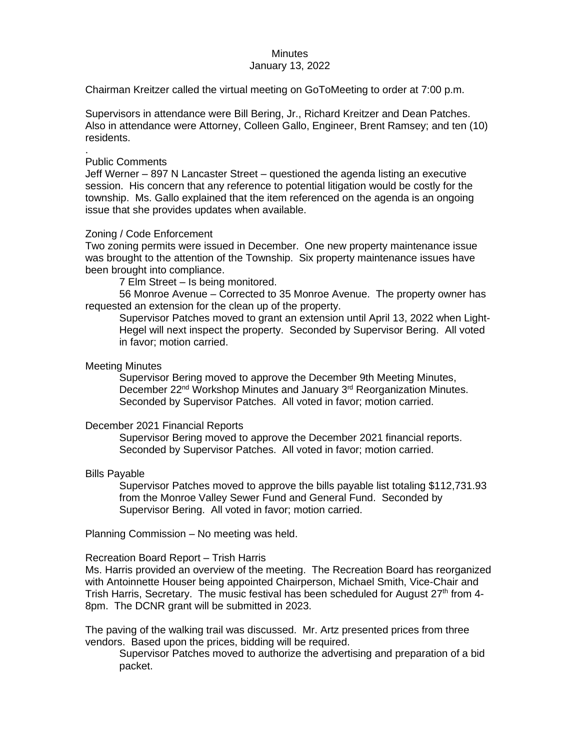Minutes
January 13, 2022

Chairman Kreitzer called the virtual meeting on GoToMeeting to order at 7:00 p.m.

Supervisors in attendance were Bill Bering, Jr., Richard Kreitzer and Dean Patches. Also in attendance were Attorney, Colleen Gallo, Engineer, Brent Ramsey; and ten (10) residents.

.

Public Comments

Jeff Werner – 897 N Lancaster Street – questioned the agenda listing an executive session. His concern that any reference to potential litigation would be costly for the township. Ms. Gallo explained that the item referenced on the agenda is an ongoing issue that she provides updates when available.

Zoning / Code Enforcement

Two zoning permits were issued in December. One new property maintenance issue was brought to the attention of the Township. Six property maintenance issues have been brought into compliance.

7 Elm Street – Is being monitored.

56 Monroe Avenue – Corrected to 35 Monroe Avenue. The property owner has requested an extension for the clean up of the property.

> Supervisor Patches moved to grant an extension until April 13, 2022 when Light-Hegel will next inspect the property. Seconded by Supervisor Bering. All voted in favor; motion carried.

Meeting Minutes

> Supervisor Bering moved to approve the December 9th Meeting Minutes, December 22nd Workshop Minutes and January 3rd Reorganization Minutes. Seconded by Supervisor Patches. All voted in favor; motion carried.

December 2021 Financial Reports

> Supervisor Bering moved to approve the December 2021 financial reports. Seconded by Supervisor Patches. All voted in favor; motion carried.

Bills Payable

> Supervisor Patches moved to approve the bills payable list totaling $112,731.93 from the Monroe Valley Sewer Fund and General Fund. Seconded by Supervisor Bering. All voted in favor; motion carried.

Planning Commission – No meeting was held.

Recreation Board Report – Trish Harris

Ms. Harris provided an overview of the meeting. The Recreation Board has reorganized with Antoinnette Houser being appointed Chairperson, Michael Smith, Vice-Chair and Trish Harris, Secretary. The music festival has been scheduled for August 27th from 4-8pm. The DCNR grant will be submitted in 2023.

The paving of the walking trail was discussed. Mr. Artz presented prices from three vendors. Based upon the prices, bidding will be required.

> Supervisor Patches moved to authorize the advertising and preparation of a bid packet.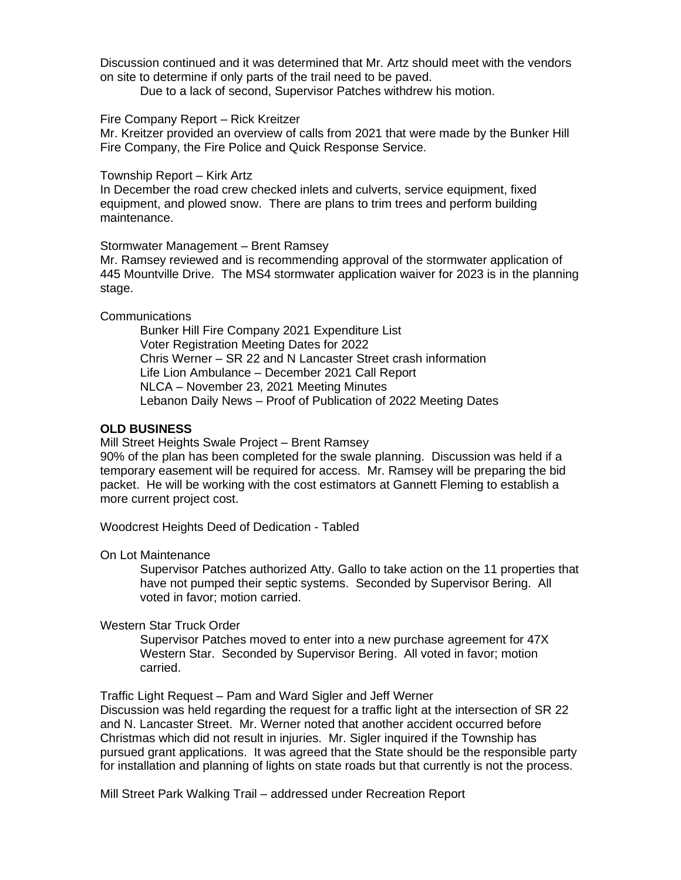Discussion continued and it was determined that Mr. Artz should meet with the vendors on site to determine if only parts of the trail need to be paved.

Due to a lack of second, Supervisor Patches withdrew his motion.

Fire Company Report – Rick Kreitzer
Mr. Kreitzer provided an overview of calls from 2021 that were made by the Bunker Hill Fire Company, the Fire Police and Quick Response Service.

Township Report – Kirk Artz
In December the road crew checked inlets and culverts, service equipment, fixed equipment, and plowed snow. There are plans to trim trees and perform building maintenance.

Stormwater Management – Brent Ramsey
Mr. Ramsey reviewed and is recommending approval of the stormwater application of 445 Mountville Drive. The MS4 stormwater application waiver for 2023 is in the planning stage.

Communications

Bunker Hill Fire Company 2021 Expenditure List
Voter Registration Meeting Dates for 2022
Chris Werner – SR 22 and N Lancaster Street crash information
Life Lion Ambulance – December 2021 Call Report
NLCA – November 23, 2021 Meeting Minutes
Lebanon Daily News – Proof of Publication of 2022 Meeting Dates

**OLD BUSINESS**

Mill Street Heights Swale Project – Brent Ramsey
90% of the plan has been completed for the swale planning. Discussion was held if a temporary easement will be required for access. Mr. Ramsey will be preparing the bid packet. He will be working with the cost estimators at Gannett Fleming to establish a more current project cost.

Woodcrest Heights Deed of Dedication - Tabled

On Lot Maintenance

Supervisor Patches authorized Atty. Gallo to take action on the 11 properties that have not pumped their septic systems. Seconded by Supervisor Bering. All voted in favor; motion carried.

Western Star Truck Order

Supervisor Patches moved to enter into a new purchase agreement for 47X Western Star. Seconded by Supervisor Bering. All voted in favor; motion carried.

Traffic Light Request – Pam and Ward Sigler and Jeff Werner
Discussion was held regarding the request for a traffic light at the intersection of SR 22 and N. Lancaster Street. Mr. Werner noted that another accident occurred before Christmas which did not result in injuries. Mr. Sigler inquired if the Township has pursued grant applications. It was agreed that the State should be the responsible party for installation and planning of lights on state roads but that currently is not the process.

Mill Street Park Walking Trail – addressed under Recreation Report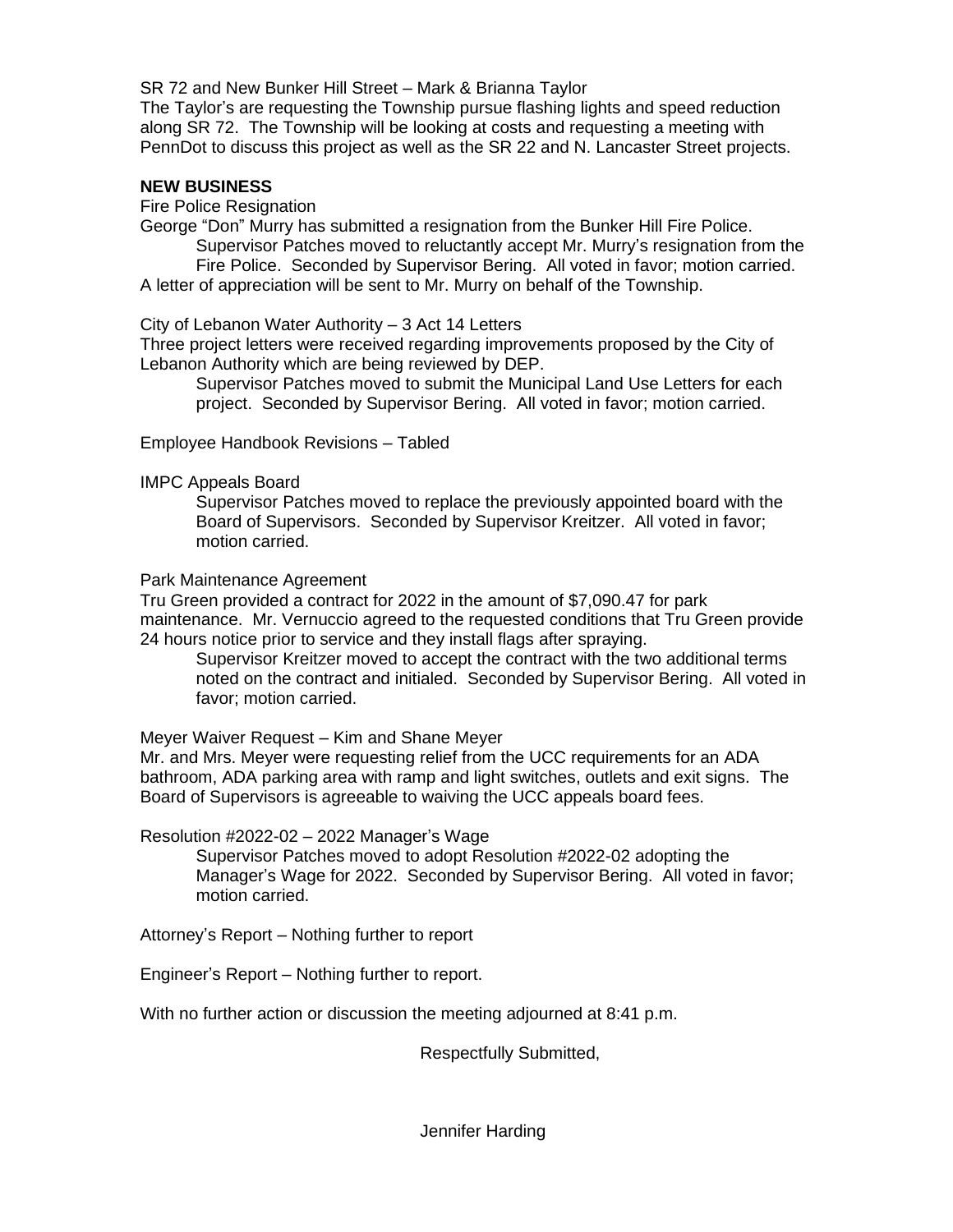SR 72 and New Bunker Hill Street – Mark & Brianna Taylor
The Taylor's are requesting the Township pursue flashing lights and speed reduction along SR 72. The Township will be looking at costs and requesting a meeting with PennDot to discuss this project as well as the SR 22 and N. Lancaster Street projects.

**NEW BUSINESS**

Fire Police Resignation
George "Don" Murry has submitted a resignation from the Bunker Hill Fire Police.

> Supervisor Patches moved to reluctantly accept Mr. Murry's resignation from the Fire Police. Seconded by Supervisor Bering. All voted in favor; motion carried.

A letter of appreciation will be sent to Mr. Murry on behalf of the Township.

City of Lebanon Water Authority – 3 Act 14 Letters
Three project letters were received regarding improvements proposed by the City of Lebanon Authority which are being reviewed by DEP.

> Supervisor Patches moved to submit the Municipal Land Use Letters for each project. Seconded by Supervisor Bering. All voted in favor; motion carried.

Employee Handbook Revisions – Tabled

IMPC Appeals Board

> Supervisor Patches moved to replace the previously appointed board with the Board of Supervisors. Seconded by Supervisor Kreitzer. All voted in favor; motion carried.

Park Maintenance Agreement
Tru Green provided a contract for 2022 in the amount of $7,090.47 for park maintenance. Mr. Vernuccio agreed to the requested conditions that Tru Green provide 24 hours notice prior to service and they install flags after spraying.

> Supervisor Kreitzer moved to accept the contract with the two additional terms noted on the contract and initialed. Seconded by Supervisor Bering. All voted in favor; motion carried.

Meyer Waiver Request – Kim and Shane Meyer
Mr. and Mrs. Meyer were requesting relief from the UCC requirements for an ADA bathroom, ADA parking area with ramp and light switches, outlets and exit signs. The Board of Supervisors is agreeable to waiving the UCC appeals board fees.

Resolution #2022-02 – 2022 Manager's Wage

> Supervisor Patches moved to adopt Resolution #2022-02 adopting the Manager's Wage for 2022. Seconded by Supervisor Bering. All voted in favor; motion carried.

Attorney's Report – Nothing further to report

Engineer's Report – Nothing further to report.

With no further action or discussion the meeting adjourned at 8:41 p.m.

Respectfully Submitted,

Jennifer Harding